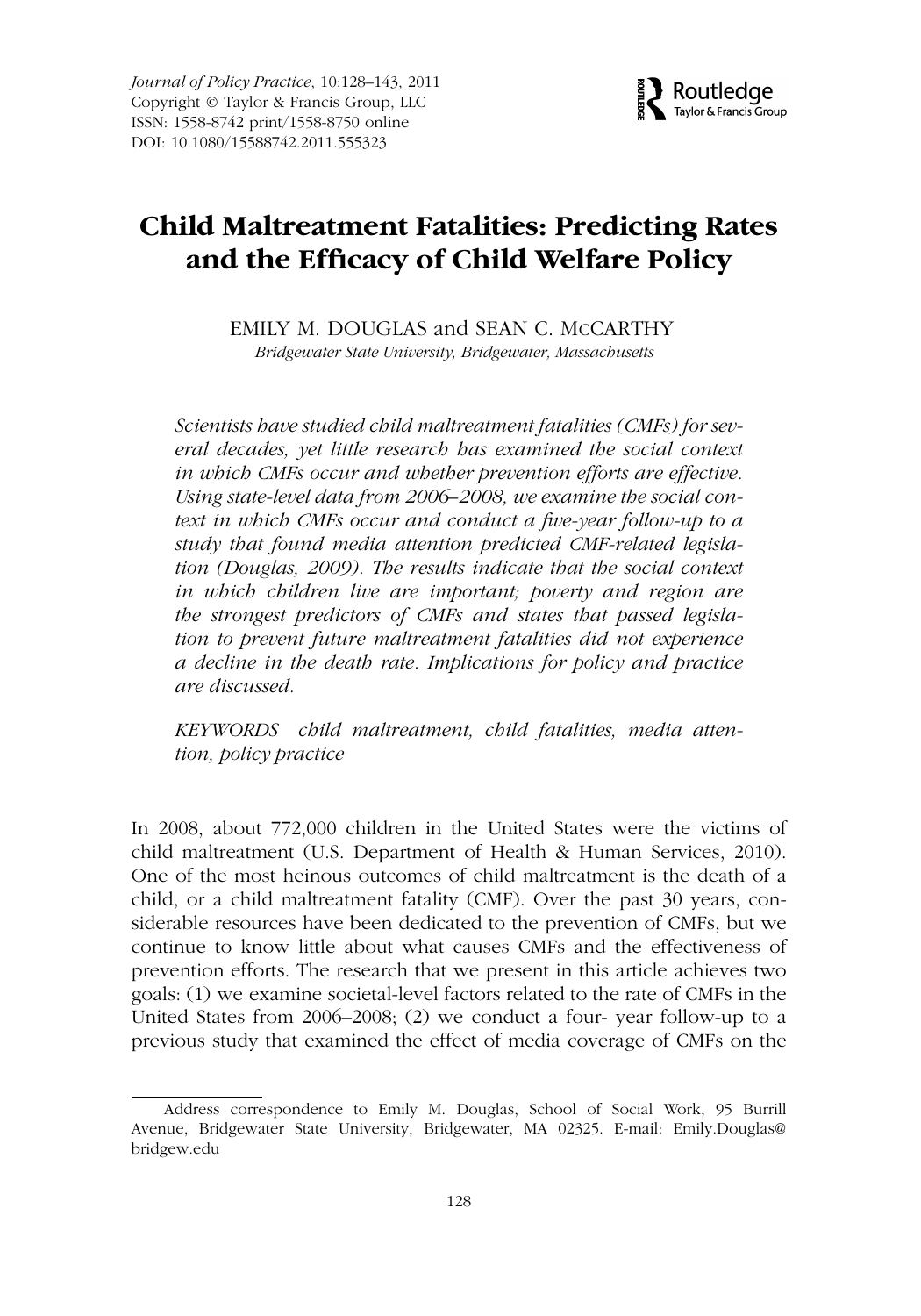# Child Maltreatment Fatalities: Predicting Rates and the Efficacy of Child Welfare Policy

EMILY M. DOUGLAS and SEAN C. MCCARTHY

*Bridgewater State University, Bridgewater, Massachusetts*

*Scientists have studied child maltreatment fatalities (CMFs) for several decades, yet little research has examined the social context in which CMFs occur and whether prevention efforts are effective. Using state-level data from 2006–2008, we examine the social context in which CMFs occur and conduct a five-year follow-up to a study that found media attention predicted CMF-related legislation (Douglas, 2009). The results indicate that the social context in which children live are important; poverty and region are the strongest predictors of CMFs and states that passed legislation to prevent future maltreatment fatalities did not experience a decline in the death rate. Implications for policy and practice are discussed.*

*KEYWORDS child maltreatment, child fatalities, media attention, policy practice*

In 2008, about 772,000 children in the United States were the victims of child maltreatment (U.S. Department of Health & Human Services, 2010). One of the most heinous outcomes of child maltreatment is the death of a child, or a child maltreatment fatality (CMF). Over the past 30 years, considerable resources have been dedicated to the prevention of CMFs, but we continue to know little about what causes CMFs and the effectiveness of prevention efforts. The research that we present in this article achieves two goals: (1) we examine societal-level factors related to the rate of CMFs in the United States from 2006–2008; (2) we conduct a four- year follow-up to a previous study that examined the effect of media coverage of CMFs on the

---

Address correspondence to Emily M. Douglas, School of Social Work, 95 Burrill Avenue, Bridgewater State University, Bridgewater, MA 02325. E-mail: Emily.Douglas@bridgew.edu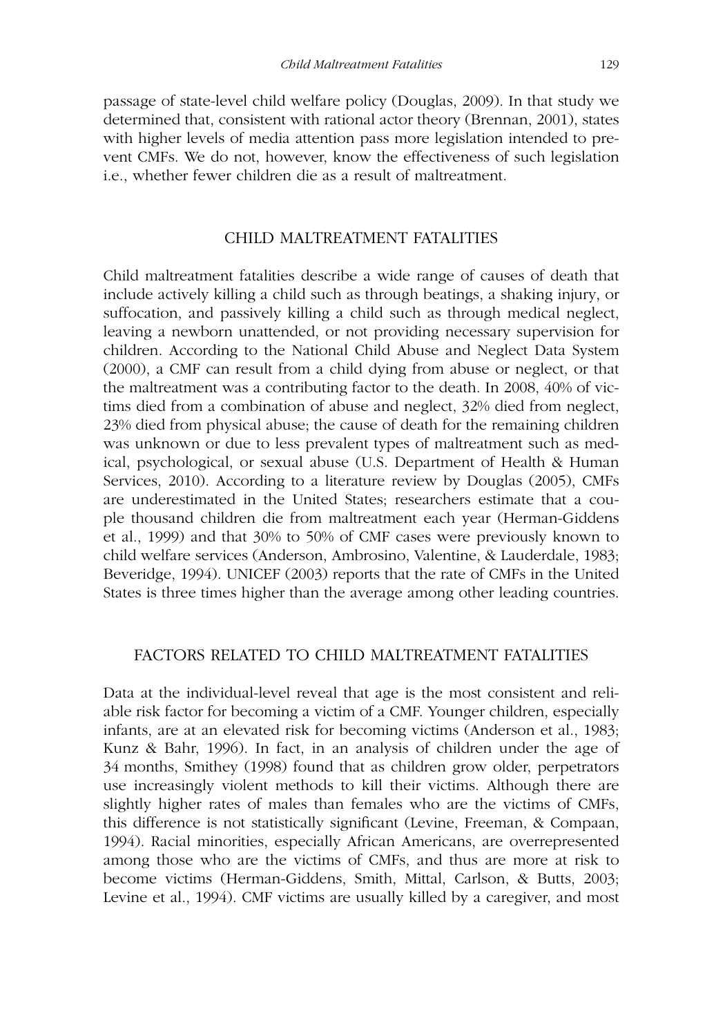passage of state-level child welfare policy (Douglas, 2009). In that study we determined that, consistent with rational actor theory (Brennan, 2001), states with higher levels of media attention pass more legislation intended to prevent CMFs. We do not, however, know the effectiveness of such legislation i.e., whether fewer children die as a result of maltreatment.

## CHILD MALTREATMENT FATALITIES

Child maltreatment fatalities describe a wide range of causes of death that include actively killing a child such as through beatings, a shaking injury, or suffocation, and passively killing a child such as through medical neglect, leaving a newborn unattended, or not providing necessary supervision for children. According to the National Child Abuse and Neglect Data System (2000), a CMF can result from a child dying from abuse or neglect, or that the maltreatment was a contributing factor to the death. In 2008, 40% of victims died from a combination of abuse and neglect, 32% died from neglect, 23% died from physical abuse; the cause of death for the remaining children was unknown or due to less prevalent types of maltreatment such as medical, psychological, or sexual abuse (U.S. Department of Health & Human Services, 2010). According to a literature review by Douglas (2005), CMFs are underestimated in the United States; researchers estimate that a couple thousand children die from maltreatment each year (Herman-Giddens et al., 1999) and that 30% to 50% of CMF cases were previously known to child welfare services (Anderson, Ambrosino, Valentine, & Lauderdale, 1983; Beveridge, 1994). UNICEF (2003) reports that the rate of CMFs in the United States is three times higher than the average among other leading countries.

## FACTORS RELATED TO CHILD MALTREATMENT FATALITIES

Data at the individual-level reveal that age is the most consistent and reliable risk factor for becoming a victim of a CMF. Younger children, especially infants, are at an elevated risk for becoming victims (Anderson et al., 1983; Kunz & Bahr, 1996). In fact, in an analysis of children under the age of 34 months, Smithey (1998) found that as children grow older, perpetrators use increasingly violent methods to kill their victims. Although there are slightly higher rates of males than females who are the victims of CMFs, this difference is not statistically significant (Levine, Freeman, & Compaan, 1994). Racial minorities, especially African Americans, are overrepresented among those who are the victims of CMFs, and thus are more at risk to become victims (Herman-Giddens, Smith, Mittal, Carlson, & Butts, 2003; Levine et al., 1994). CMF victims are usually killed by a caregiver, and most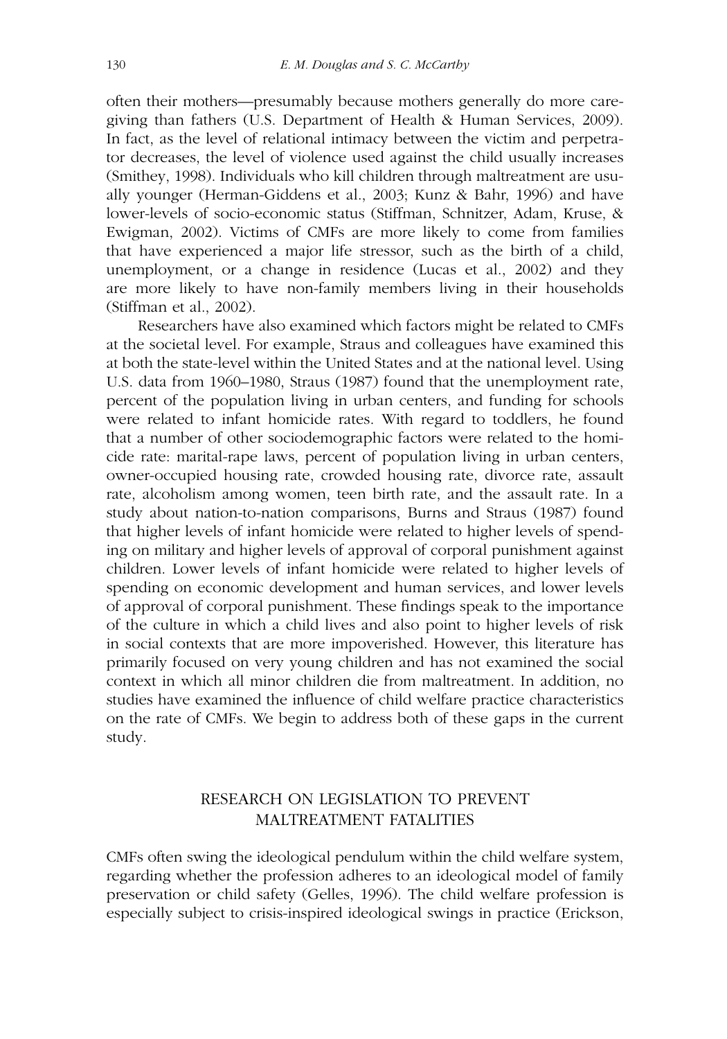often their mothers—presumably because mothers generally do more caregiving than fathers (U.S. Department of Health & Human Services, 2009). In fact, as the level of relational intimacy between the victim and perpetrator decreases, the level of violence used against the child usually increases (Smithey, 1998). Individuals who kill children through maltreatment are usually younger (Herman-Giddens et al., 2003; Kunz & Bahr, 1996) and have lower-levels of socio-economic status (Stiffman, Schnitzer, Adam, Kruse, & Ewigman, 2002). Victims of CMFs are more likely to come from families that have experienced a major life stressor, such as the birth of a child, unemployment, or a change in residence (Lucas et al., 2002) and they are more likely to have non-family members living in their households (Stiffman et al., 2002).

Researchers have also examined which factors might be related to CMFs at the societal level. For example, Straus and colleagues have examined this at both the state-level within the United States and at the national level. Using U.S. data from 1960–1980, Straus (1987) found that the unemployment rate, percent of the population living in urban centers, and funding for schools were related to infant homicide rates. With regard to toddlers, he found that a number of other sociodemographic factors were related to the homicide rate: marital-rape laws, percent of population living in urban centers, owner-occupied housing rate, crowded housing rate, divorce rate, assault rate, alcoholism among women, teen birth rate, and the assault rate. In a study about nation-to-nation comparisons, Burns and Straus (1987) found that higher levels of infant homicide were related to higher levels of spending on military and higher levels of approval of corporal punishment against children. Lower levels of infant homicide were related to higher levels of spending on economic development and human services, and lower levels of approval of corporal punishment. These findings speak to the importance of the culture in which a child lives and also point to higher levels of risk in social contexts that are more impoverished. However, this literature has primarily focused on very young children and has not examined the social context in which all minor children die from maltreatment. In addition, no studies have examined the influence of child welfare practice characteristics on the rate of CMFs. We begin to address both of these gaps in the current study.

## RESEARCH ON LEGISLATION TO PREVENT MALTREATMENT FATALITIES

CMFs often swing the ideological pendulum within the child welfare system, regarding whether the profession adheres to an ideological model of family preservation or child safety (Gelles, 1996). The child welfare profession is especially subject to crisis-inspired ideological swings in practice (Erickson,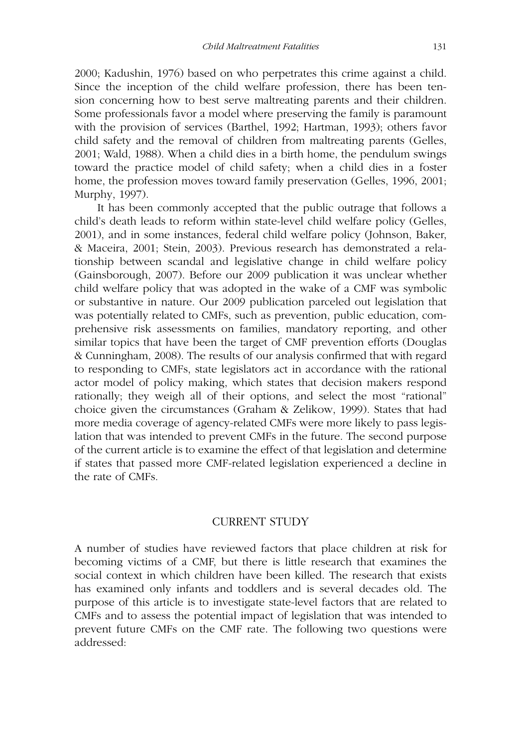2000; Kadushin, 1976) based on who perpetrates this crime against a child. Since the inception of the child welfare profession, there has been tension concerning how to best serve maltreating parents and their children. Some professionals favor a model where preserving the family is paramount with the provision of services (Barthel, 1992; Hartman, 1993); others favor child safety and the removal of children from maltreating parents (Gelles, 2001; Wald, 1988). When a child dies in a birth home, the pendulum swings toward the practice model of child safety; when a child dies in a foster home, the profession moves toward family preservation (Gelles, 1996, 2001; Murphy, 1997).

It has been commonly accepted that the public outrage that follows a child's death leads to reform within state-level child welfare policy (Gelles, 2001), and in some instances, federal child welfare policy (Johnson, Baker, & Maceira, 2001; Stein, 2003). Previous research has demonstrated a relationship between scandal and legislative change in child welfare policy (Gainsborough, 2007). Before our 2009 publication it was unclear whether child welfare policy that was adopted in the wake of a CMF was symbolic or substantive in nature. Our 2009 publication parceled out legislation that was potentially related to CMFs, such as prevention, public education, comprehensive risk assessments on families, mandatory reporting, and other similar topics that have been the target of CMF prevention efforts (Douglas & Cunningham, 2008). The results of our analysis confirmed that with regard to responding to CMFs, state legislators act in accordance with the rational actor model of policy making, which states that decision makers respond rationally; they weigh all of their options, and select the most "rational" choice given the circumstances (Graham & Zelikow, 1999). States that had more media coverage of agency-related CMFs were more likely to pass legislation that was intended to prevent CMFs in the future. The second purpose of the current article is to examine the effect of that legislation and determine if states that passed more CMF-related legislation experienced a decline in the rate of CMFs.

## CURRENT STUDY

A number of studies have reviewed factors that place children at risk for becoming victims of a CMF, but there is little research that examines the social context in which children have been killed. The research that exists has examined only infants and toddlers and is several decades old. The purpose of this article is to investigate state-level factors that are related to CMFs and to assess the potential impact of legislation that was intended to prevent future CMFs on the CMF rate. The following two questions were addressed: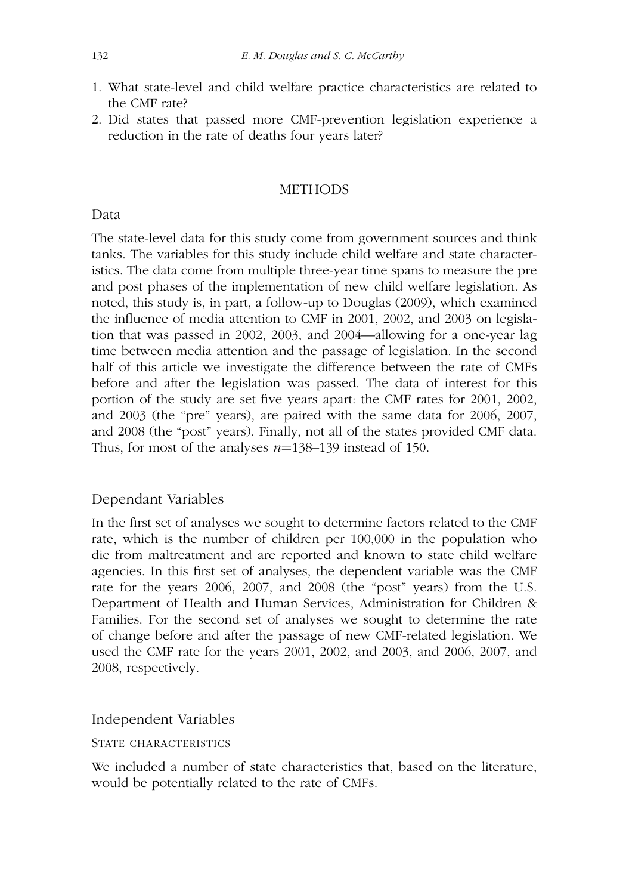1. What state-level and child welfare practice characteristics are related to the CMF rate?
2. Did states that passed more CMF-prevention legislation experience a reduction in the rate of deaths four years later?

## METHODS

### Data

The state-level data for this study come from government sources and think tanks. The variables for this study include child welfare and state characteristics. The data come from multiple three-year time spans to measure the pre and post phases of the implementation of new child welfare legislation. As noted, this study is, in part, a follow-up to Douglas (2009), which examined the influence of media attention to CMF in 2001, 2002, and 2003 on legislation that was passed in 2002, 2003, and 2004—allowing for a one-year lag time between media attention and the passage of legislation. In the second half of this article we investigate the difference between the rate of CMFs before and after the legislation was passed. The data of interest for this portion of the study are set five years apart: the CMF rates for 2001, 2002, and 2003 (the "pre" years), are paired with the same data for 2006, 2007, and 2008 (the "post" years). Finally, not all of the states provided CMF data. Thus, for most of the analyses $n$=138–139 instead of 150.

### Dependant Variables

In the first set of analyses we sought to determine factors related to the CMF rate, which is the number of children per 100,000 in the population who die from maltreatment and are reported and known to state child welfare agencies. In this first set of analyses, the dependent variable was the CMF rate for the years 2006, 2007, and 2008 (the "post" years) from the U.S. Department of Health and Human Services, Administration for Children & Families. For the second set of analyses we sought to determine the rate of change before and after the passage of new CMF-related legislation. We used the CMF rate for the years 2001, 2002, and 2003, and 2006, 2007, and 2008, respectively.

### Independent Variables

#### State characteristics

We included a number of state characteristics that, based on the literature, would be potentially related to the rate of CMFs.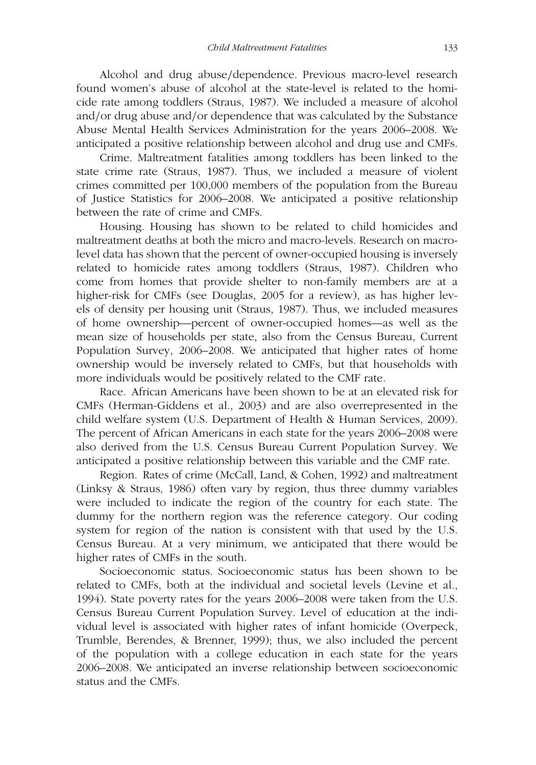Alcohol and drug abuse/dependence. Previous macro-level research found women's abuse of alcohol at the state-level is related to the homicide rate among toddlers (Straus, 1987). We included a measure of alcohol and/or drug abuse and/or dependence that was calculated by the Substance Abuse Mental Health Services Administration for the years 2006–2008. We anticipated a positive relationship between alcohol and drug use and CMFs.

Crime. Maltreatment fatalities among toddlers has been linked to the state crime rate (Straus, 1987). Thus, we included a measure of violent crimes committed per 100,000 members of the population from the Bureau of Justice Statistics for 2006–2008. We anticipated a positive relationship between the rate of crime and CMFs.

Housing. Housing has shown to be related to child homicides and maltreatment deaths at both the micro and macro-levels. Research on macro-level data has shown that the percent of owner-occupied housing is inversely related to homicide rates among toddlers (Straus, 1987). Children who come from homes that provide shelter to non-family members are at a higher-risk for CMFs (see Douglas, 2005 for a review), as has higher levels of density per housing unit (Straus, 1987). Thus, we included measures of home ownership—percent of owner-occupied homes—as well as the mean size of households per state, also from the Census Bureau, Current Population Survey, 2006–2008. We anticipated that higher rates of home ownership would be inversely related to CMFs, but that households with more individuals would be positively related to the CMF rate.

Race. African Americans have been shown to be at an elevated risk for CMFs (Herman-Giddens et al., 2003) and are also overrepresented in the child welfare system (U.S. Department of Health & Human Services, 2009). The percent of African Americans in each state for the years 2006–2008 were also derived from the U.S. Census Bureau Current Population Survey. We anticipated a positive relationship between this variable and the CMF rate.

Region. Rates of crime (McCall, Land, & Cohen, 1992) and maltreatment (Linksy & Straus, 1986) often vary by region, thus three dummy variables were included to indicate the region of the country for each state. The dummy for the northern region was the reference category. Our coding system for region of the nation is consistent with that used by the U.S. Census Bureau. At a very minimum, we anticipated that there would be higher rates of CMFs in the south.

Socioeconomic status. Socioeconomic status has been shown to be related to CMFs, both at the individual and societal levels (Levine et al., 1994). State poverty rates for the years 2006–2008 were taken from the U.S. Census Bureau Current Population Survey. Level of education at the individual level is associated with higher rates of infant homicide (Overpeck, Trumble, Berendes, & Brenner, 1999); thus, we also included the percent of the population with a college education in each state for the years 2006–2008. We anticipated an inverse relationship between socioeconomic status and the CMFs.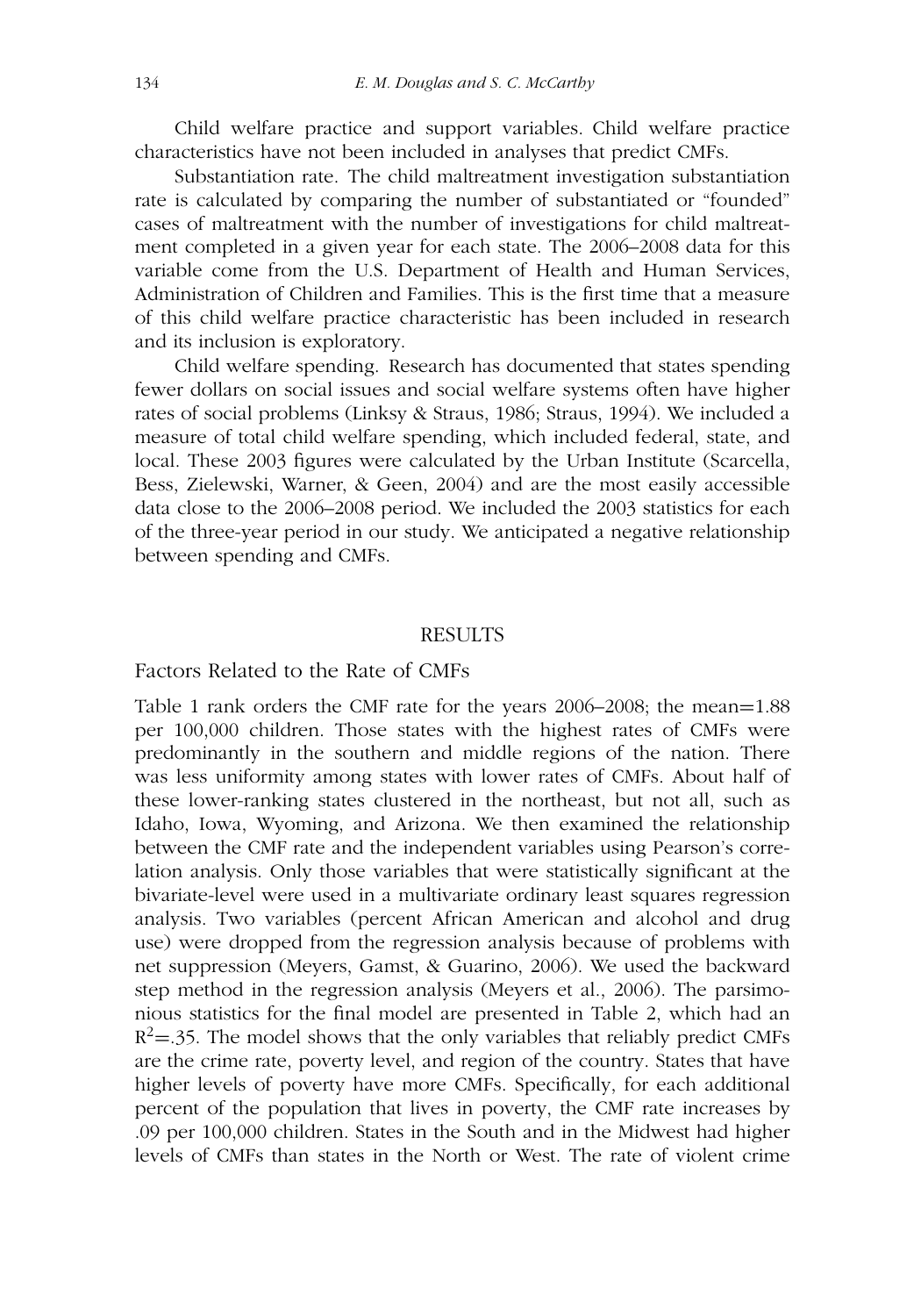Child welfare practice and support variables. Child welfare practice characteristics have not been included in analyses that predict CMFs.

Substantiation rate. The child maltreatment investigation substantiation rate is calculated by comparing the number of substantiated or "founded" cases of maltreatment with the number of investigations for child maltreatment completed in a given year for each state. The 2006–2008 data for this variable come from the U.S. Department of Health and Human Services, Administration of Children and Families. This is the first time that a measure of this child welfare practice characteristic has been included in research and its inclusion is exploratory.

Child welfare spending. Research has documented that states spending fewer dollars on social issues and social welfare systems often have higher rates of social problems (Linksy & Straus, 1986; Straus, 1994). We included a measure of total child welfare spending, which included federal, state, and local. These 2003 figures were calculated by the Urban Institute (Scarcella, Bess, Zielewski, Warner, & Geen, 2004) and are the most easily accessible data close to the 2006–2008 period. We included the 2003 statistics for each of the three-year period in our study. We anticipated a negative relationship between spending and CMFs.

## RESULTS

### Factors Related to the Rate of CMFs

Table 1 rank orders the CMF rate for the years 2006–2008; the mean=1.88 per 100,000 children. Those states with the highest rates of CMFs were predominantly in the southern and middle regions of the nation. There was less uniformity among states with lower rates of CMFs. About half of these lower-ranking states clustered in the northeast, but not all, such as Idaho, Iowa, Wyoming, and Arizona. We then examined the relationship between the CMF rate and the independent variables using Pearson's correlation analysis. Only those variables that were statistically significant at the bivariate-level were used in a multivariate ordinary least squares regression analysis. Two variables (percent African American and alcohol and drug use) were dropped from the regression analysis because of problems with net suppression (Meyers, Gamst, & Guarino, 2006). We used the backward step method in the regression analysis (Meyers et al., 2006). The parsimonious statistics for the final model are presented in Table 2, which had an $R^2$=.35. The model shows that the only variables that reliably predict CMFs are the crime rate, poverty level, and region of the country. States that have higher levels of poverty have more CMFs. Specifically, for each additional percent of the population that lives in poverty, the CMF rate increases by .09 per 100,000 children. States in the South and in the Midwest had higher levels of CMFs than states in the North or West. The rate of violent crime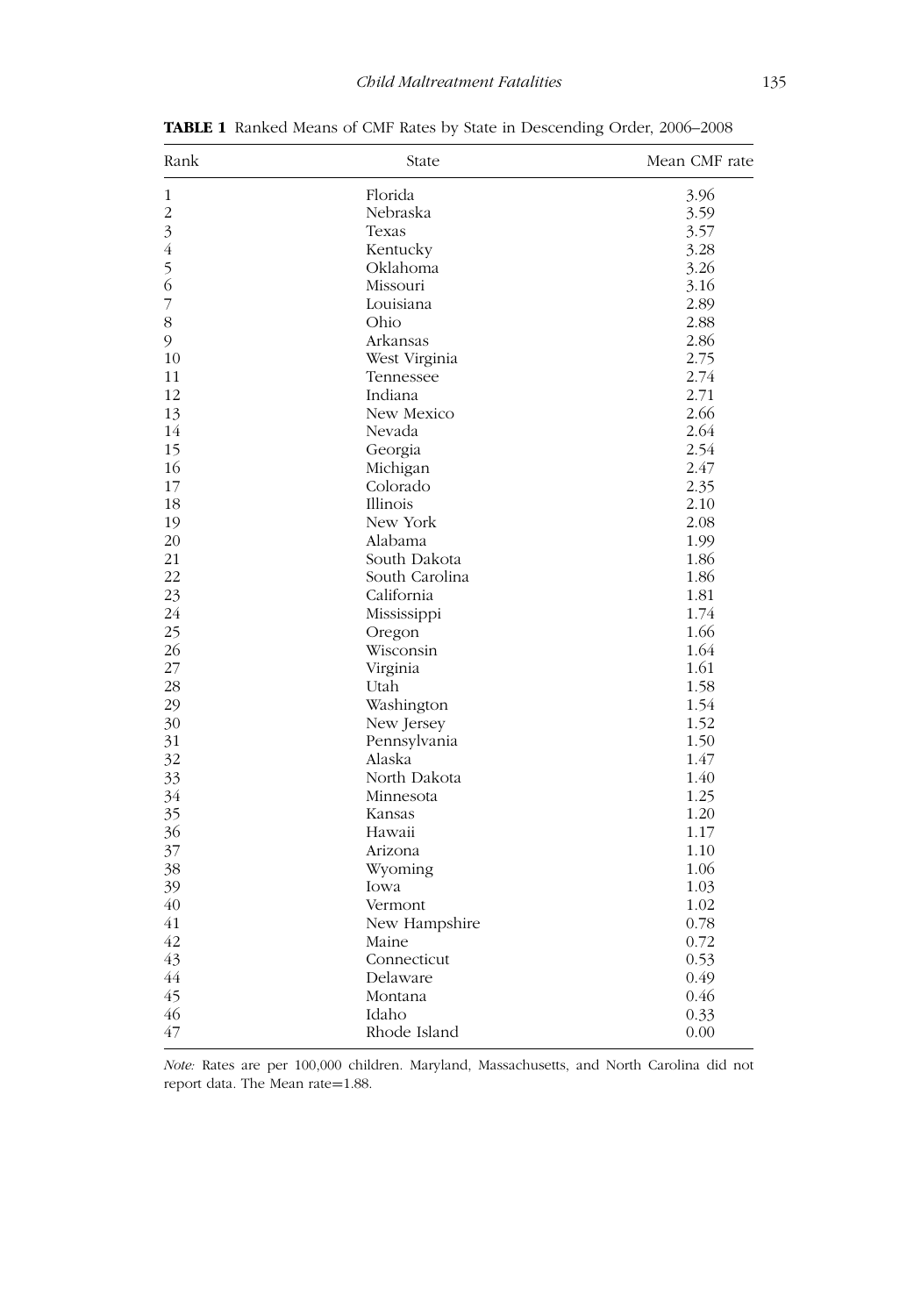**TABLE 1** Ranked Means of CMF Rates by State in Descending Order, 2006–2008

| Rank | State | Mean CMF rate |
|---|---|---|
| 1 | Florida | 3.96 |
| 2 | Nebraska | 3.59 |
| 3 | Texas | 3.57 |
| 4 | Kentucky | 3.28 |
| 5 | Oklahoma | 3.26 |
| 6 | Missouri | 3.16 |
| 7 | Louisiana | 2.89 |
| 8 | Ohio | 2.88 |
| 9 | Arkansas | 2.86 |
| 10 | West Virginia | 2.75 |
| 11 | Tennessee | 2.74 |
| 12 | Indiana | 2.71 |
| 13 | New Mexico | 2.66 |
| 14 | Nevada | 2.64 |
| 15 | Georgia | 2.54 |
| 16 | Michigan | 2.47 |
| 17 | Colorado | 2.35 |
| 18 | Illinois | 2.10 |
| 19 | New York | 2.08 |
| 20 | Alabama | 1.99 |
| 21 | South Dakota | 1.86 |
| 22 | South Carolina | 1.86 |
| 23 | California | 1.81 |
| 24 | Mississippi | 1.74 |
| 25 | Oregon | 1.66 |
| 26 | Wisconsin | 1.64 |
| 27 | Virginia | 1.61 |
| 28 | Utah | 1.58 |
| 29 | Washington | 1.54 |
| 30 | New Jersey | 1.52 |
| 31 | Pennsylvania | 1.50 |
| 32 | Alaska | 1.47 |
| 33 | North Dakota | 1.40 |
| 34 | Minnesota | 1.25 |
| 35 | Kansas | 1.20 |
| 36 | Hawaii | 1.17 |
| 37 | Arizona | 1.10 |
| 38 | Wyoming | 1.06 |
| 39 | Iowa | 1.03 |
| 40 | Vermont | 1.02 |
| 41 | New Hampshire | 0.78 |
| 42 | Maine | 0.72 |
| 43 | Connecticut | 0.53 |
| 44 | Delaware | 0.49 |
| 45 | Montana | 0.46 |
| 46 | Idaho | 0.33 |
| 47 | Rhode Island | 0.00 |

*Note:* Rates are per 100,000 children. Maryland, Massachusetts, and North Carolina did not report data. The Mean rate=1.88.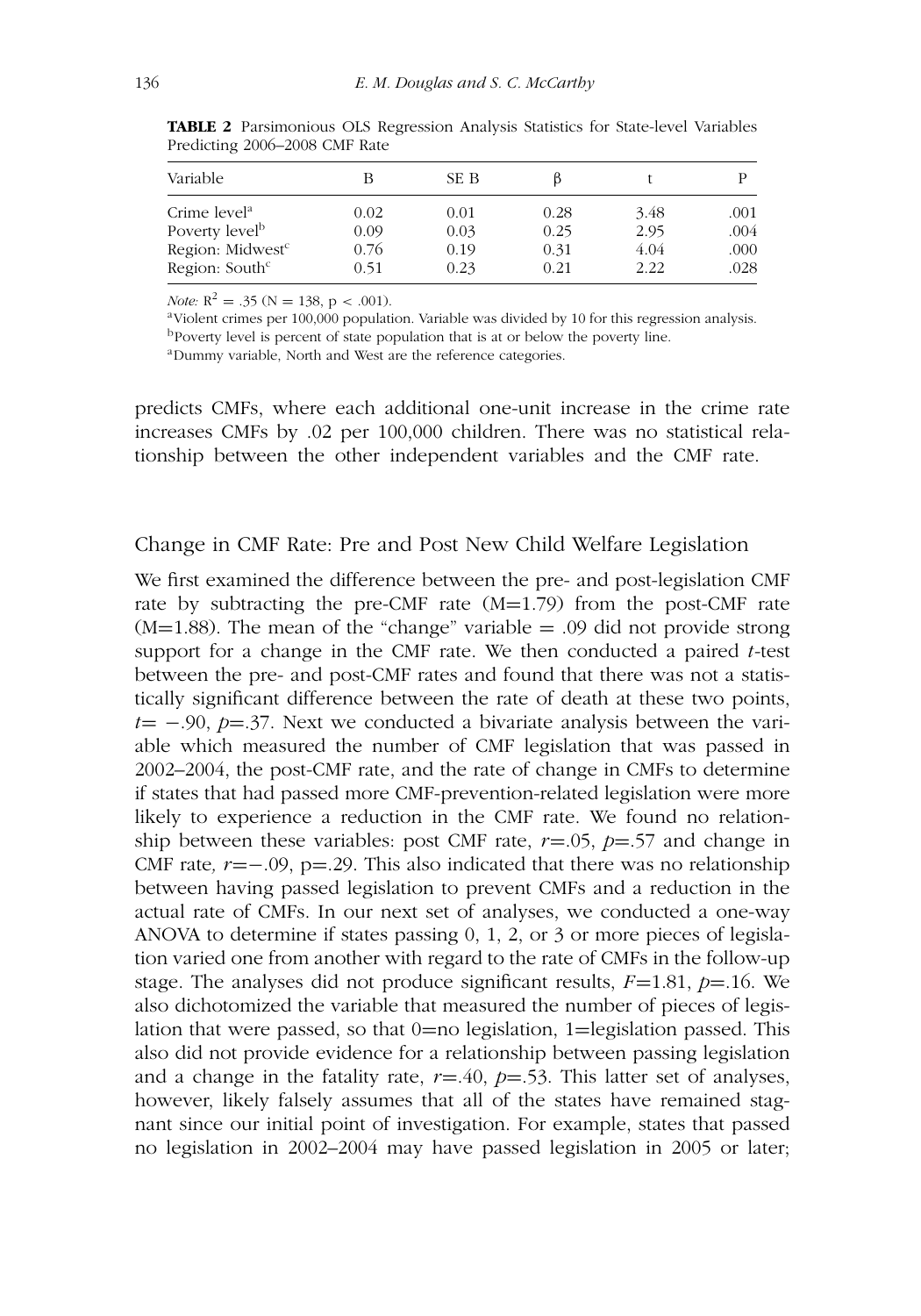**TABLE 2** Parsimonious OLS Regression Analysis Statistics for State-level Variables Predicting 2006–2008 CMF Rate

| Variable | B | SE B | β | t | P |
|---|---|---|---|---|---|
| Crime level[a] | 0.02 | 0.01 | 0.28 | 3.48 | .001 |
| Poverty level[b] | 0.09 | 0.03 | 0.25 | 2.95 | .004 |
| Region: Midwest[c] | 0.76 | 0.19 | 0.31 | 4.04 | .000 |
| Region: South[c] | 0.51 | 0.23 | 0.21 | 2.22 | .028 |

*Note:* $R^2 = .35$ ($N = 138$, $p < .001$).

[a]Violent crimes per 100,000 population. Variable was divided by 10 for this regression analysis.

[b]Poverty level is percent of state population that is at or below the poverty line.

[a]Dummy variable, North and West are the reference categories.

predicts CMFs, where each additional one-unit increase in the crime rate increases CMFs by .02 per 100,000 children. There was no statistical relationship between the other independent variables and the CMF rate.

## Change in CMF Rate: Pre and Post New Child Welfare Legislation

We first examined the difference between the pre- and post-legislation CMF rate by subtracting the pre-CMF rate ($M=1.79$) from the post-CMF rate ($M=1.88$). The mean of the "change" variable = .09 did not provide strong support for a change in the CMF rate. We then conducted a paired *t*-test between the pre- and post-CMF rates and found that there was not a statistically significant difference between the rate of death at these two points, $t = -.90$, $p=.37$. Next we conducted a bivariate analysis between the variable which measured the number of CMF legislation that was passed in 2002–2004, the post-CMF rate, and the rate of change in CMFs to determine if states that had passed more CMF-prevention-related legislation were more likely to experience a reduction in the CMF rate. We found no relationship between these variables: post CMF rate, $r=.05$, $p=.57$ and change in CMF rate, $r=-.09$, $p=.29$. This also indicated that there was no relationship between having passed legislation to prevent CMFs and a reduction in the actual rate of CMFs. In our next set of analyses, we conducted a one-way ANOVA to determine if states passing 0, 1, 2, or 3 or more pieces of legislation varied one from another with regard to the rate of CMFs in the follow-up stage. The analyses did not produce significant results, $F=1.81$, $p=.16$. We also dichotomized the variable that measured the number of pieces of legislation that were passed, so that 0=no legislation, 1=legislation passed. This also did not provide evidence for a relationship between passing legislation and a change in the fatality rate, $r=.40$, $p=.53$. This latter set of analyses, however, likely falsely assumes that all of the states have remained stagnant since our initial point of investigation. For example, states that passed no legislation in 2002–2004 may have passed legislation in 2005 or later;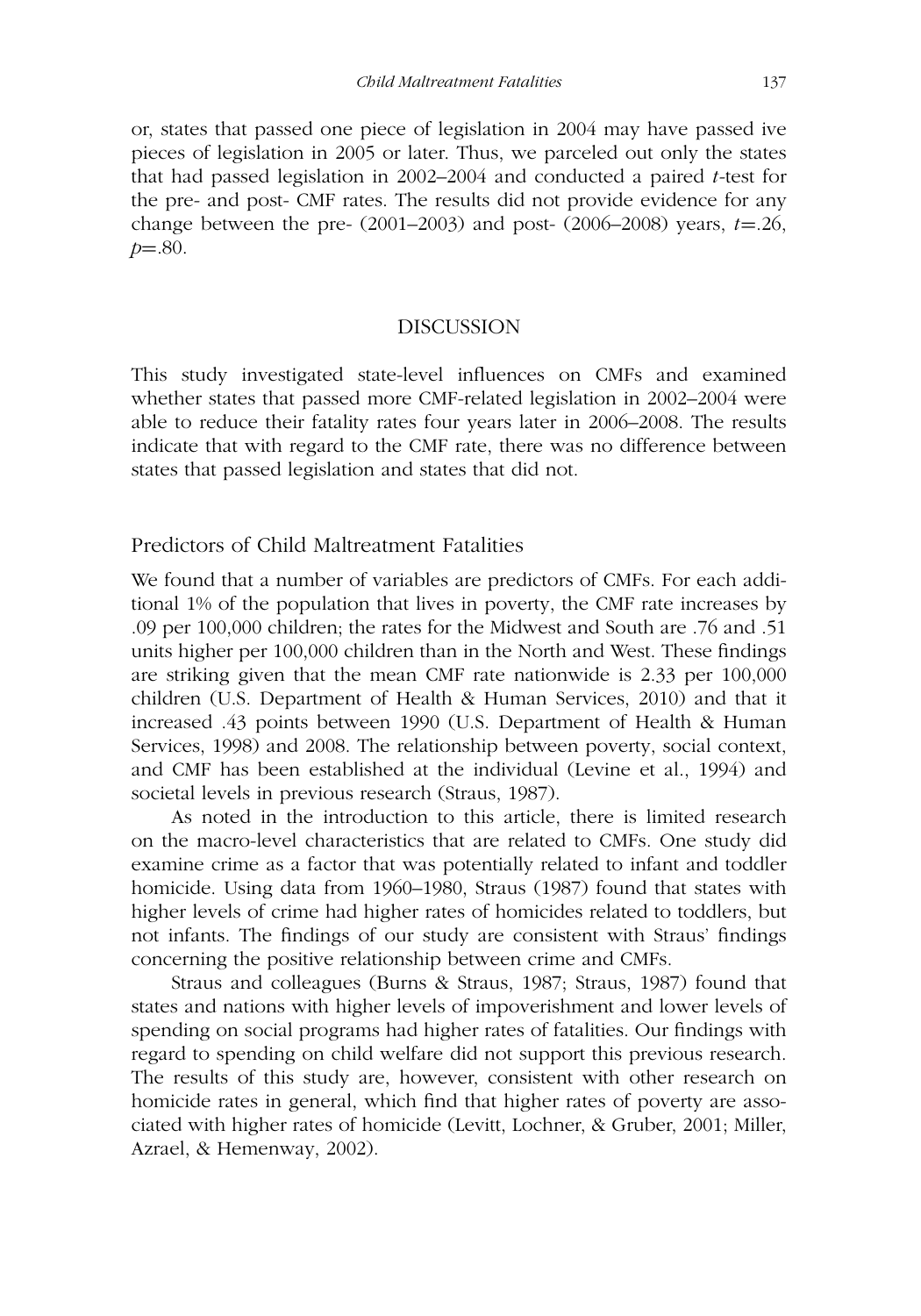or, states that passed one piece of legislation in 2004 may have passed ive pieces of legislation in 2005 or later. Thus, we parceled out only the states that had passed legislation in 2002–2004 and conducted a paired *t*-test for the pre- and post- CMF rates. The results did not provide evidence for any change between the pre- (2001–2003) and post- (2006–2008) years, $t=.26$, $p=.80$.

## DISCUSSION

This study investigated state-level influences on CMFs and examined whether states that passed more CMF-related legislation in 2002–2004 were able to reduce their fatality rates four years later in 2006–2008. The results indicate that with regard to the CMF rate, there was no difference between states that passed legislation and states that did not.

### Predictors of Child Maltreatment Fatalities

We found that a number of variables are predictors of CMFs. For each additional 1% of the population that lives in poverty, the CMF rate increases by .09 per 100,000 children; the rates for the Midwest and South are .76 and .51 units higher per 100,000 children than in the North and West. These findings are striking given that the mean CMF rate nationwide is 2.33 per 100,000 children (U.S. Department of Health & Human Services, 2010) and that it increased .43 points between 1990 (U.S. Department of Health & Human Services, 1998) and 2008. The relationship between poverty, social context, and CMF has been established at the individual (Levine et al., 1994) and societal levels in previous research (Straus, 1987).

As noted in the introduction to this article, there is limited research on the macro-level characteristics that are related to CMFs. One study did examine crime as a factor that was potentially related to infant and toddler homicide. Using data from 1960–1980, Straus (1987) found that states with higher levels of crime had higher rates of homicides related to toddlers, but not infants. The findings of our study are consistent with Straus' findings concerning the positive relationship between crime and CMFs.

Straus and colleagues (Burns & Straus, 1987; Straus, 1987) found that states and nations with higher levels of impoverishment and lower levels of spending on social programs had higher rates of fatalities. Our findings with regard to spending on child welfare did not support this previous research. The results of this study are, however, consistent with other research on homicide rates in general, which find that higher rates of poverty are associated with higher rates of homicide (Levitt, Lochner, & Gruber, 2001; Miller, Azrael, & Hemenway, 2002).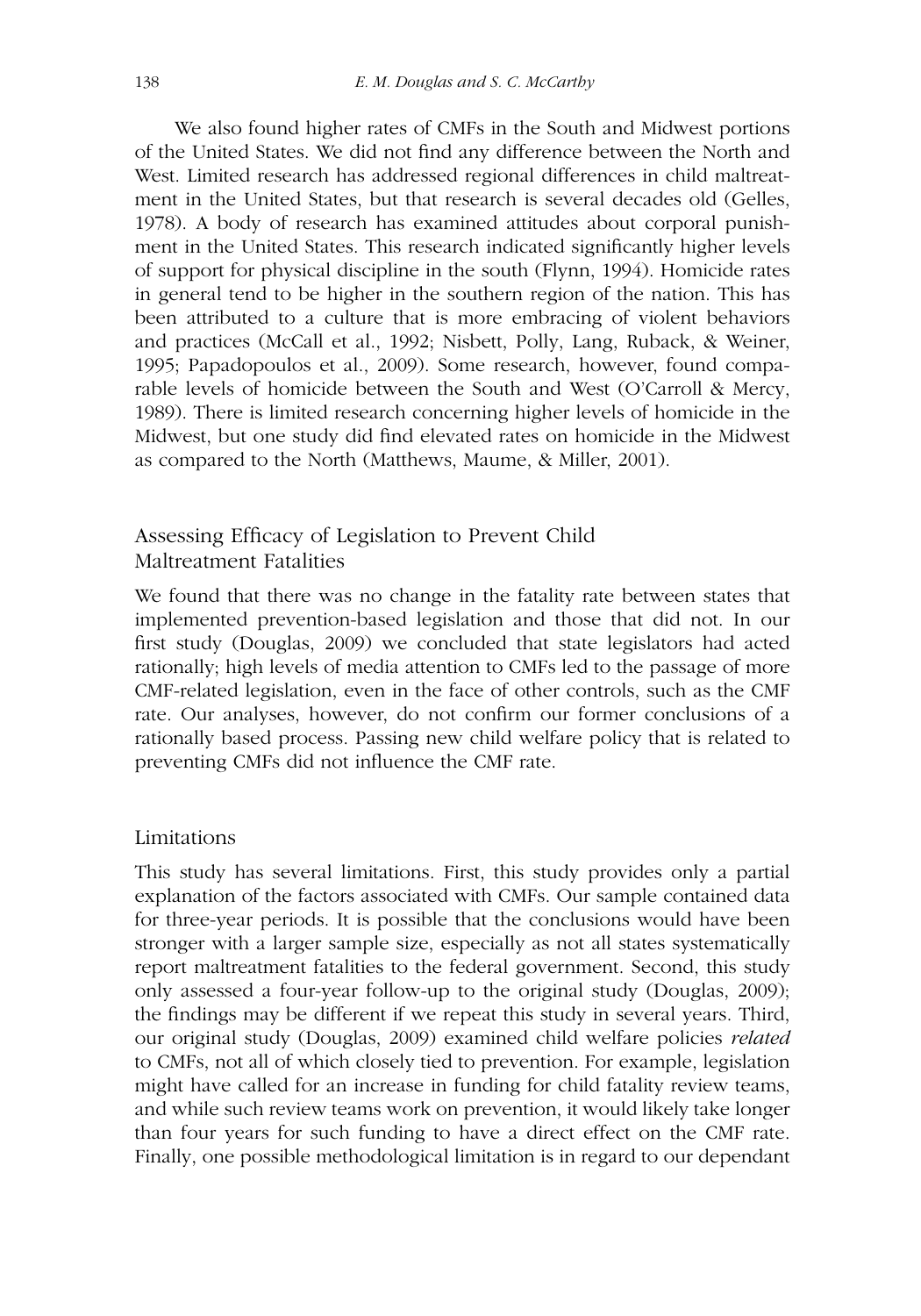We also found higher rates of CMFs in the South and Midwest portions of the United States. We did not find any difference between the North and West. Limited research has addressed regional differences in child maltreatment in the United States, but that research is several decades old (Gelles, 1978). A body of research has examined attitudes about corporal punishment in the United States. This research indicated significantly higher levels of support for physical discipline in the south (Flynn, 1994). Homicide rates in general tend to be higher in the southern region of the nation. This has been attributed to a culture that is more embracing of violent behaviors and practices (McCall et al., 1992; Nisbett, Polly, Lang, Ruback, & Weiner, 1995; Papadopoulos et al., 2009). Some research, however, found comparable levels of homicide between the South and West (O'Carroll & Mercy, 1989). There is limited research concerning higher levels of homicide in the Midwest, but one study did find elevated rates on homicide in the Midwest as compared to the North (Matthews, Maume, & Miller, 2001).

## Assessing Efficacy of Legislation to Prevent Child Maltreatment Fatalities

We found that there was no change in the fatality rate between states that implemented prevention-based legislation and those that did not. In our first study (Douglas, 2009) we concluded that state legislators had acted rationally; high levels of media attention to CMFs led to the passage of more CMF-related legislation, even in the face of other controls, such as the CMF rate. Our analyses, however, do not confirm our former conclusions of a rationally based process. Passing new child welfare policy that is related to preventing CMFs did not influence the CMF rate.

## Limitations

This study has several limitations. First, this study provides only a partial explanation of the factors associated with CMFs. Our sample contained data for three-year periods. It is possible that the conclusions would have been stronger with a larger sample size, especially as not all states systematically report maltreatment fatalities to the federal government. Second, this study only assessed a four-year follow-up to the original study (Douglas, 2009); the findings may be different if we repeat this study in several years. Third, our original study (Douglas, 2009) examined child welfare policies *related* to CMFs, not all of which closely tied to prevention. For example, legislation might have called for an increase in funding for child fatality review teams, and while such review teams work on prevention, it would likely take longer than four years for such funding to have a direct effect on the CMF rate. Finally, one possible methodological limitation is in regard to our dependant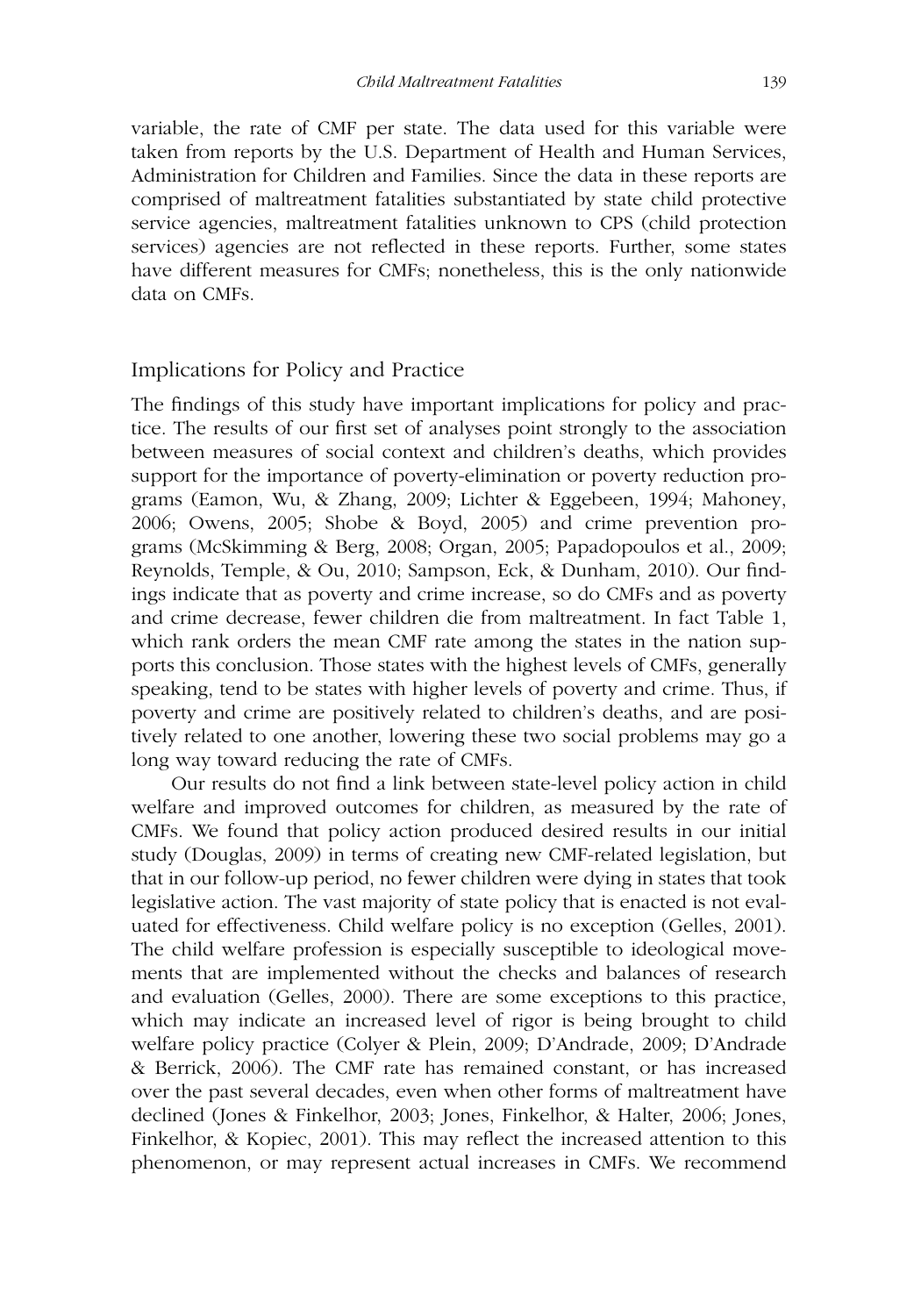variable, the rate of CMF per state. The data used for this variable were taken from reports by the U.S. Department of Health and Human Services, Administration for Children and Families. Since the data in these reports are comprised of maltreatment fatalities substantiated by state child protective service agencies, maltreatment fatalities unknown to CPS (child protection services) agencies are not reflected in these reports. Further, some states have different measures for CMFs; nonetheless, this is the only nationwide data on CMFs.

## Implications for Policy and Practice

The findings of this study have important implications for policy and practice. The results of our first set of analyses point strongly to the association between measures of social context and children's deaths, which provides support for the importance of poverty-elimination or poverty reduction programs (Eamon, Wu, & Zhang, 2009; Lichter & Eggebeen, 1994; Mahoney, 2006; Owens, 2005; Shobe & Boyd, 2005) and crime prevention programs (McSkimming & Berg, 2008; Organ, 2005; Papadopoulos et al., 2009; Reynolds, Temple, & Ou, 2010; Sampson, Eck, & Dunham, 2010). Our findings indicate that as poverty and crime increase, so do CMFs and as poverty and crime decrease, fewer children die from maltreatment. In fact Table 1, which rank orders the mean CMF rate among the states in the nation supports this conclusion. Those states with the highest levels of CMFs, generally speaking, tend to be states with higher levels of poverty and crime. Thus, if poverty and crime are positively related to children's deaths, and are positively related to one another, lowering these two social problems may go a long way toward reducing the rate of CMFs.

Our results do not find a link between state-level policy action in child welfare and improved outcomes for children, as measured by the rate of CMFs. We found that policy action produced desired results in our initial study (Douglas, 2009) in terms of creating new CMF-related legislation, but that in our follow-up period, no fewer children were dying in states that took legislative action. The vast majority of state policy that is enacted is not evaluated for effectiveness. Child welfare policy is no exception (Gelles, 2001). The child welfare profession is especially susceptible to ideological movements that are implemented without the checks and balances of research and evaluation (Gelles, 2000). There are some exceptions to this practice, which may indicate an increased level of rigor is being brought to child welfare policy practice (Colyer & Plein, 2009; D'Andrade, 2009; D'Andrade & Berrick, 2006). The CMF rate has remained constant, or has increased over the past several decades, even when other forms of maltreatment have declined (Jones & Finkelhor, 2003; Jones, Finkelhor, & Halter, 2006; Jones, Finkelhor, & Kopiec, 2001). This may reflect the increased attention to this phenomenon, or may represent actual increases in CMFs. We recommend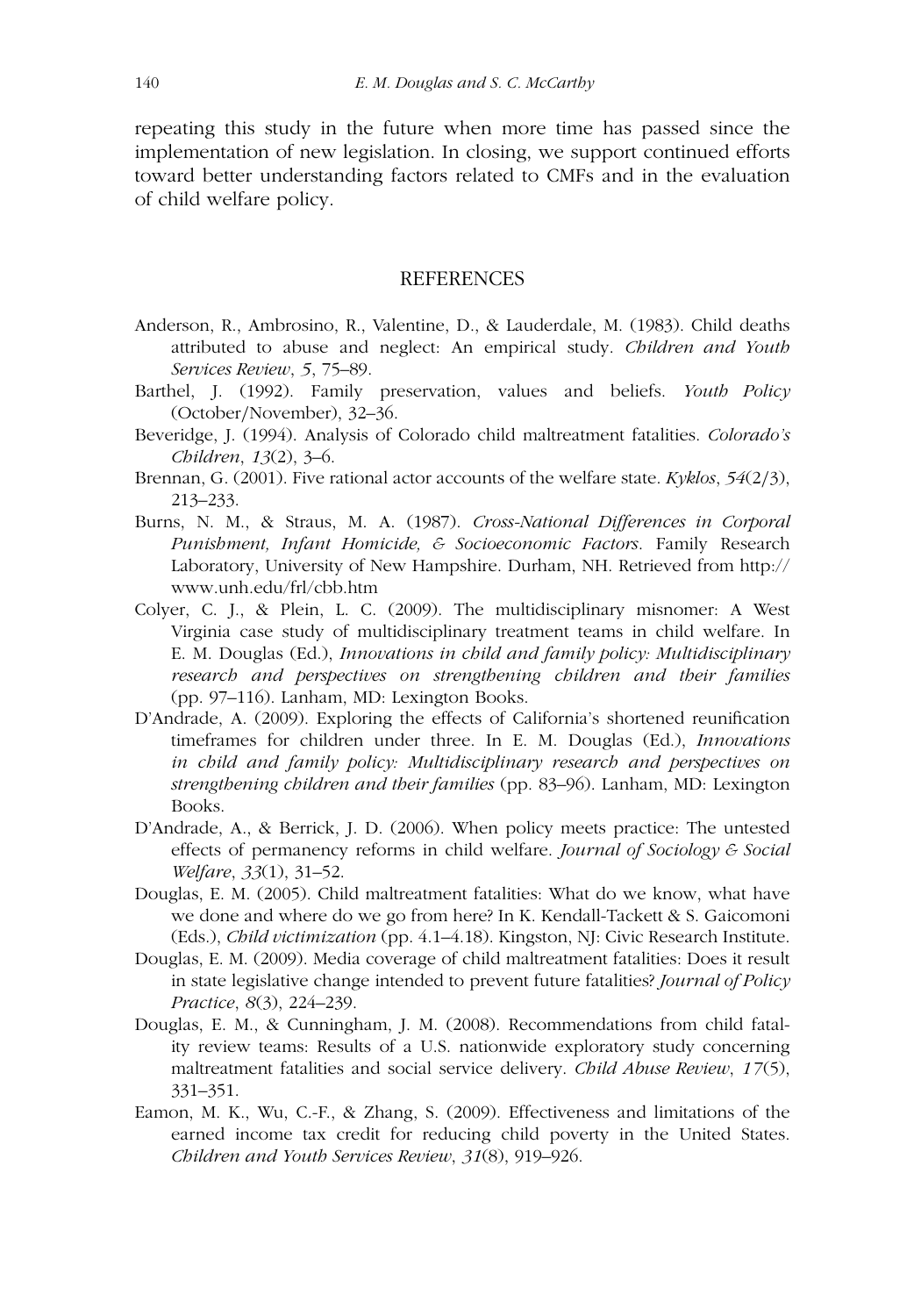repeating this study in the future when more time has passed since the implementation of new legislation. In closing, we support continued efforts toward better understanding factors related to CMFs and in the evaluation of child welfare policy.

## REFERENCES

Anderson, R., Ambrosino, R., Valentine, D., & Lauderdale, M. (1983). Child deaths attributed to abuse and neglect: An empirical study. *Children and Youth Services Review*, *5*, 75–89.

Barthel, J. (1992). Family preservation, values and beliefs. *Youth Policy* (October/November), 32–36.

Beveridge, J. (1994). Analysis of Colorado child maltreatment fatalities. *Colorado's Children*, *13*(2), 3–6.

Brennan, G. (2001). Five rational actor accounts of the welfare state. *Kyklos*, *54*(2/3), 213–233.

Burns, N. M., & Straus, M. A. (1987). *Cross-National Differences in Corporal Punishment, Infant Homicide, & Socioeconomic Factors*. Family Research Laboratory, University of New Hampshire. Durham, NH. Retrieved from http://www.unh.edu/frl/cbb.htm

Colyer, C. J., & Plein, L. C. (2009). The multidisciplinary misnomer: A West Virginia case study of multidisciplinary treatment teams in child welfare. In E. M. Douglas (Ed.), *Innovations in child and family policy: Multidisciplinary research and perspectives on strengthening children and their families* (pp. 97–116). Lanham, MD: Lexington Books.

D'Andrade, A. (2009). Exploring the effects of California's shortened reunification timeframes for children under three. In E. M. Douglas (Ed.), *Innovations in child and family policy: Multidisciplinary research and perspectives on strengthening children and their families* (pp. 83–96). Lanham, MD: Lexington Books.

D'Andrade, A., & Berrick, J. D. (2006). When policy meets practice: The untested effects of permanency reforms in child welfare. *Journal of Sociology & Social Welfare*, *33*(1), 31–52.

Douglas, E. M. (2005). Child maltreatment fatalities: What do we know, what have we done and where do we go from here? In K. Kendall-Tackett & S. Gaicomoni (Eds.), *Child victimization* (pp. 4.1–4.18). Kingston, NJ: Civic Research Institute.

Douglas, E. M. (2009). Media coverage of child maltreatment fatalities: Does it result in state legislative change intended to prevent future fatalities? *Journal of Policy Practice*, *8*(3), 224–239.

Douglas, E. M., & Cunningham, J. M. (2008). Recommendations from child fatality review teams: Results of a U.S. nationwide exploratory study concerning maltreatment fatalities and social service delivery. *Child Abuse Review*, *17*(5), 331–351.

Eamon, M. K., Wu, C.-F., & Zhang, S. (2009). Effectiveness and limitations of the earned income tax credit for reducing child poverty in the United States. *Children and Youth Services Review*, *31*(8), 919–926.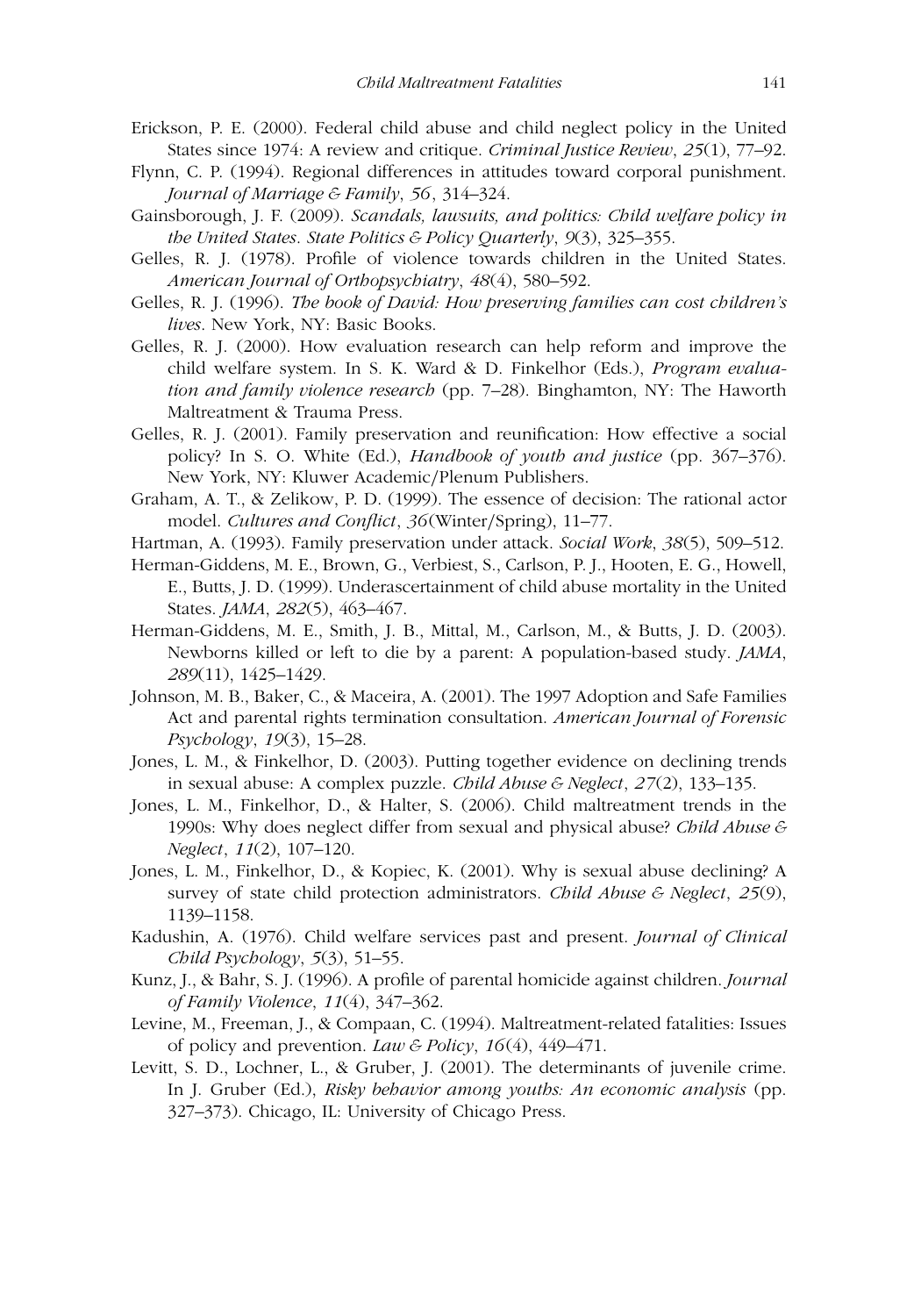Erickson, P. E. (2000). Federal child abuse and child neglect policy in the United States since 1974: A review and critique. *Criminal Justice Review*, *25*(1), 77–92.

Flynn, C. P. (1994). Regional differences in attitudes toward corporal punishment. *Journal of Marriage & Family*, *56*, 314–324.

Gainsborough, J. F. (2009). *Scandals, lawsuits, and politics: Child welfare policy in the United States*. *State Politics & Policy Quarterly*, *9*(3), 325–355.

Gelles, R. J. (1978). Profile of violence towards children in the United States. *American Journal of Orthopsychiatry*, *48*(4), 580–592.

Gelles, R. J. (1996). *The book of David: How preserving families can cost children's lives*. New York, NY: Basic Books.

Gelles, R. J. (2000). How evaluation research can help reform and improve the child welfare system. In S. K. Ward & D. Finkelhor (Eds.), *Program evaluation and family violence research* (pp. 7–28). Binghamton, NY: The Haworth Maltreatment & Trauma Press.

Gelles, R. J. (2001). Family preservation and reunification: How effective a social policy? In S. O. White (Ed.), *Handbook of youth and justice* (pp. 367–376). New York, NY: Kluwer Academic/Plenum Publishers.

Graham, A. T., & Zelikow, P. D. (1999). The essence of decision: The rational actor model. *Cultures and Conflict*, *36*(Winter/Spring), 11–77.

Hartman, A. (1993). Family preservation under attack. *Social Work*, *38*(5), 509–512.

Herman-Giddens, M. E., Brown, G., Verbiest, S., Carlson, P. J., Hooten, E. G., Howell, E., Butts, J. D. (1999). Underascertainment of child abuse mortality in the United States. *JAMA*, *282*(5), 463–467.

Herman-Giddens, M. E., Smith, J. B., Mittal, M., Carlson, M., & Butts, J. D. (2003). Newborns killed or left to die by a parent: A population-based study. *JAMA*, *289*(11), 1425–1429.

Johnson, M. B., Baker, C., & Maceira, A. (2001). The 1997 Adoption and Safe Families Act and parental rights termination consultation. *American Journal of Forensic Psychology*, *19*(3), 15–28.

Jones, L. M., & Finkelhor, D. (2003). Putting together evidence on declining trends in sexual abuse: A complex puzzle. *Child Abuse & Neglect*, *27*(2), 133–135.

Jones, L. M., Finkelhor, D., & Halter, S. (2006). Child maltreatment trends in the 1990s: Why does neglect differ from sexual and physical abuse? *Child Abuse & Neglect*, *11*(2), 107–120.

Jones, L. M., Finkelhor, D., & Kopiec, K. (2001). Why is sexual abuse declining? A survey of state child protection administrators. *Child Abuse & Neglect*, *25*(9), 1139–1158.

Kadushin, A. (1976). Child welfare services past and present. *Journal of Clinical Child Psychology*, *5*(3), 51–55.

Kunz, J., & Bahr, S. J. (1996). A profile of parental homicide against children. *Journal of Family Violence*, *11*(4), 347–362.

Levine, M., Freeman, J., & Compaan, C. (1994). Maltreatment-related fatalities: Issues of policy and prevention. *Law & Policy*, *16*(4), 449–471.

Levitt, S. D., Lochner, L., & Gruber, J. (2001). The determinants of juvenile crime. In J. Gruber (Ed.), *Risky behavior among youths: An economic analysis* (pp. 327–373). Chicago, IL: University of Chicago Press.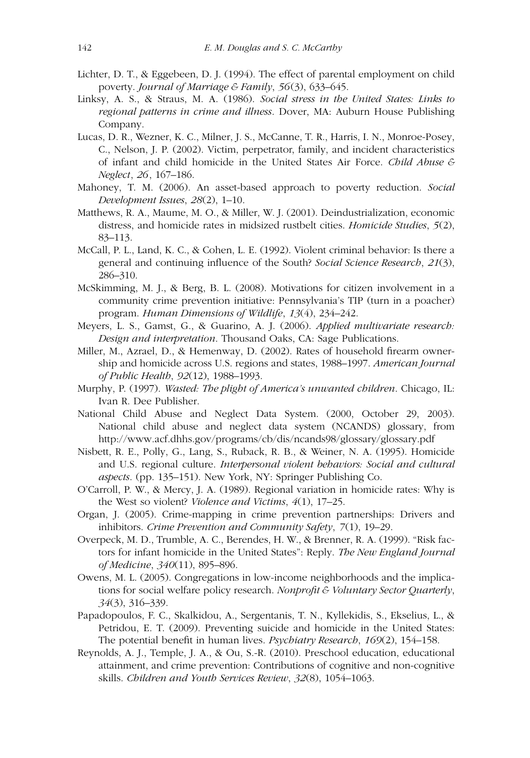Lichter, D. T., & Eggebeen, D. J. (1994). The effect of parental employment on child poverty. *Journal of Marriage & Family*, *56*(3), 633–645.

Linksy, A. S., & Straus, M. A. (1986). *Social stress in the United States: Links to regional patterns in crime and illness*. Dover, MA: Auburn House Publishing Company.

Lucas, D. R., Wezner, K. C., Milner, J. S., McCanne, T. R., Harris, I. N., Monroe-Posey, C., Nelson, J. P. (2002). Victim, perpetrator, family, and incident characteristics of infant and child homicide in the United States Air Force. *Child Abuse & Neglect*, *26*, 167–186.

Mahoney, T. M. (2006). An asset-based approach to poverty reduction. *Social Development Issues*, *28*(2), 1–10.

Matthews, R. A., Maume, M. O., & Miller, W. J. (2001). Deindustrialization, economic distress, and homicide rates in midsized rustbelt cities. *Homicide Studies*, *5*(2), 83–113.

McCall, P. L., Land, K. C., & Cohen, L. E. (1992). Violent criminal behavior: Is there a general and continuing influence of the South? *Social Science Research*, *21*(3), 286–310.

McSkimming, M. J., & Berg, B. L. (2008). Motivations for citizen involvement in a community crime prevention initiative: Pennsylvania's TIP (turn in a poacher) program. *Human Dimensions of Wildlife*, *13*(4), 234–242.

Meyers, L. S., Gamst, G., & Guarino, A. J. (2006). *Applied multivariate research: Design and interpretation*. Thousand Oaks, CA: Sage Publications.

Miller, M., Azrael, D., & Hemenway, D. (2002). Rates of household firearm ownership and homicide across U.S. regions and states, 1988–1997. *American Journal of Public Health*, *92*(12), 1988–1993.

Murphy, P. (1997). *Wasted: The plight of America's unwanted children*. Chicago, IL: Ivan R. Dee Publisher.

National Child Abuse and Neglect Data System. (2000, October 29, 2003). National child abuse and neglect data system (NCANDS) glossary, from http://www.acf.dhhs.gov/programs/cb/dis/ncands98/glossary/glossary.pdf

Nisbett, R. E., Polly, G., Lang, S., Ruback, R. B., & Weiner, N. A. (1995). Homicide and U.S. regional culture. *Interpersonal violent behaviors: Social and cultural aspects*. (pp. 135–151). New York, NY: Springer Publishing Co.

O'Carroll, P. W., & Mercy, J. A. (1989). Regional variation in homicide rates: Why is the West so violent? *Violence and Victims*, *4*(1), 17–25.

Organ, J. (2005). Crime-mapping in crime prevention partnerships: Drivers and inhibitors. *Crime Prevention and Community Safety*, *7*(1), 19–29.

Overpeck, M. D., Trumble, A. C., Berendes, H. W., & Brenner, R. A. (1999). "Risk factors for infant homicide in the United States": Reply. *The New England Journal of Medicine*, *340*(11), 895–896.

Owens, M. L. (2005). Congregations in low-income neighborhoods and the implications for social welfare policy research. *Nonprofit & Voluntary Sector Quarterly*, *34*(3), 316–339.

Papadopoulos, F. C., Skalkidou, A., Sergentanis, T. N., Kyllekidis, S., Ekselius, L., & Petridou, E. T. (2009). Preventing suicide and homicide in the United States: The potential benefit in human lives. *Psychiatry Research*, *169*(2), 154–158.

Reynolds, A. J., Temple, J. A., & Ou, S.-R. (2010). Preschool education, educational attainment, and crime prevention: Contributions of cognitive and non-cognitive skills. *Children and Youth Services Review*, *32*(8), 1054–1063.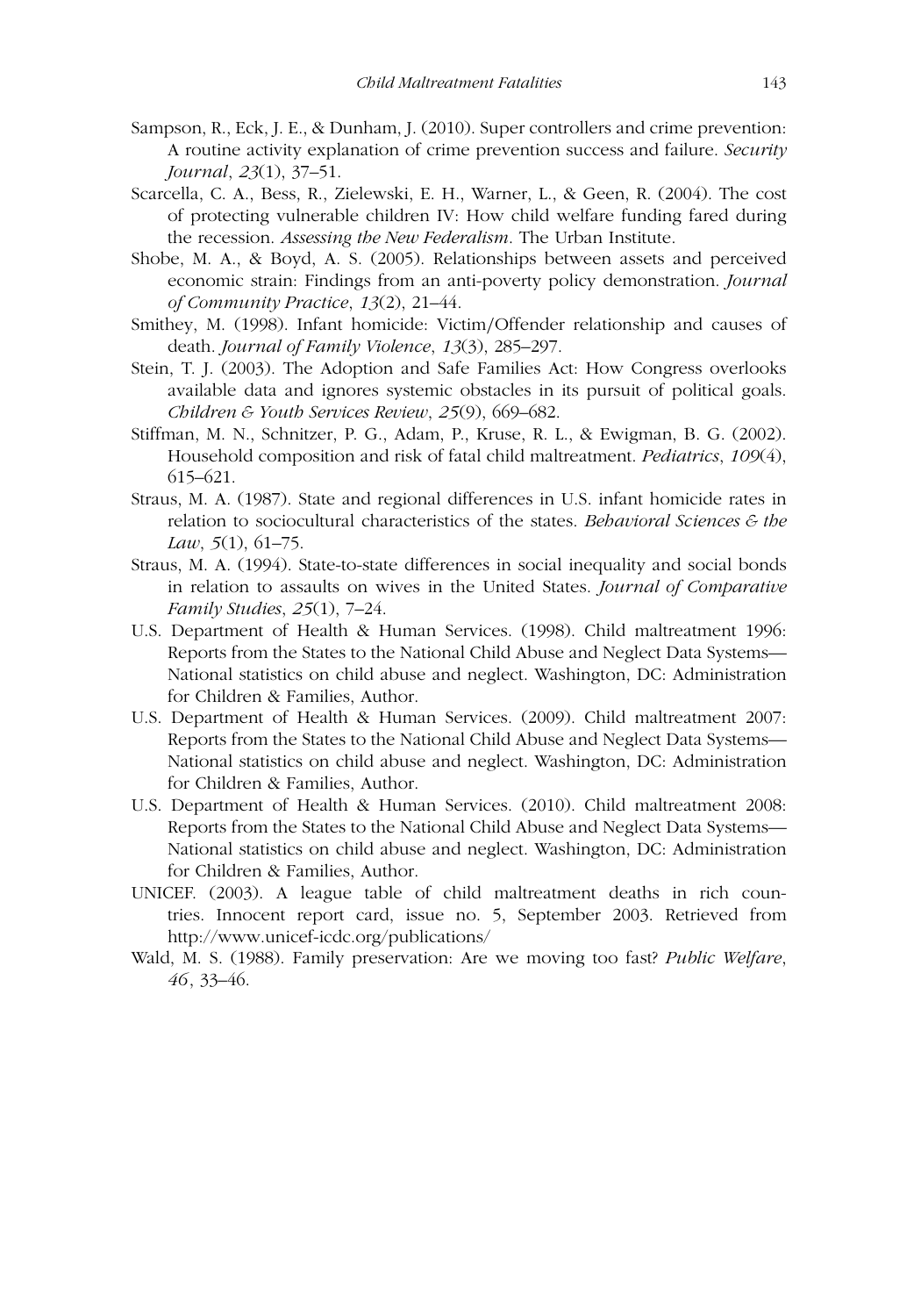Sampson, R., Eck, J. E., & Dunham, J. (2010). Super controllers and crime prevention: A routine activity explanation of crime prevention success and failure. *Security Journal*, *23*(1), 37–51.

Scarcella, C. A., Bess, R., Zielewski, E. H., Warner, L., & Geen, R. (2004). The cost of protecting vulnerable children IV: How child welfare funding fared during the recession. *Assessing the New Federalism*. The Urban Institute.

Shobe, M. A., & Boyd, A. S. (2005). Relationships between assets and perceived economic strain: Findings from an anti-poverty policy demonstration. *Journal of Community Practice*, *13*(2), 21–44.

Smithey, M. (1998). Infant homicide: Victim/Offender relationship and causes of death. *Journal of Family Violence*, *13*(3), 285–297.

Stein, T. J. (2003). The Adoption and Safe Families Act: How Congress overlooks available data and ignores systemic obstacles in its pursuit of political goals. *Children & Youth Services Review*, *25*(9), 669–682.

Stiffman, M. N., Schnitzer, P. G., Adam, P., Kruse, R. L., & Ewigman, B. G. (2002). Household composition and risk of fatal child maltreatment. *Pediatrics*, *109*(4), 615–621.

Straus, M. A. (1987). State and regional differences in U.S. infant homicide rates in relation to sociocultural characteristics of the states. *Behavioral Sciences & the Law*, *5*(1), 61–75.

Straus, M. A. (1994). State-to-state differences in social inequality and social bonds in relation to assaults on wives in the United States. *Journal of Comparative Family Studies*, *25*(1), 7–24.

U.S. Department of Health & Human Services. (1998). Child maltreatment 1996: Reports from the States to the National Child Abuse and Neglect Data Systems—National statistics on child abuse and neglect. Washington, DC: Administration for Children & Families, Author.

U.S. Department of Health & Human Services. (2009). Child maltreatment 2007: Reports from the States to the National Child Abuse and Neglect Data Systems—National statistics on child abuse and neglect. Washington, DC: Administration for Children & Families, Author.

U.S. Department of Health & Human Services. (2010). Child maltreatment 2008: Reports from the States to the National Child Abuse and Neglect Data Systems—National statistics on child abuse and neglect. Washington, DC: Administration for Children & Families, Author.

UNICEF. (2003). A league table of child maltreatment deaths in rich countries. Innocent report card, issue no. 5, September 2003. Retrieved from http://www.unicef-icdc.org/publications/

Wald, M. S. (1988). Family preservation: Are we moving too fast? *Public Welfare*, *46*, 33–46.